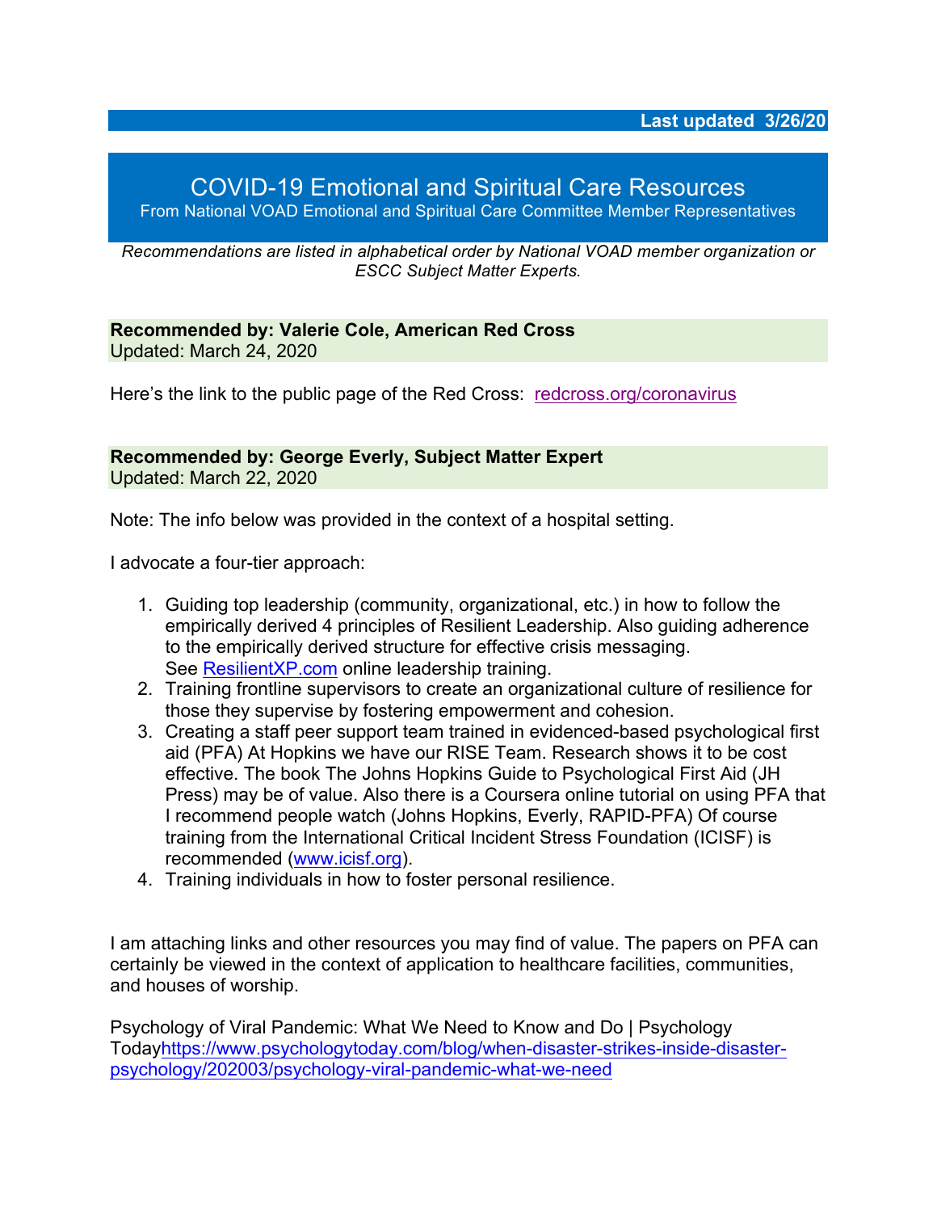**Last updated 3/26/20**

# COVID-19 Emotional and Spiritual Care Resources

From National VOAD Emotional and Spiritual Care Committee Member Representatives

*Recommendations are listed in alphabetical order by National VOAD member organization or ESCC Subject Matter Experts.*

**Recommended by: Valerie Cole, American Red Cross**
Updated: March 24, 2020

Here's the link to the public page of the Red Cross: [redcross.org/coronavirus](redcross.org/coronavirus)

**Recommended by: George Everly, Subject Matter Expert**
Updated: March 22, 2020

Note: The info below was provided in the context of a hospital setting.

I advocate a four-tier approach:

1. Guiding top leadership (community, organizational, etc.) in how to follow the empirically derived 4 principles of Resilient Leadership. Also guiding adherence to the empirically derived structure for effective crisis messaging. See [ResilientXP.com](ResilientXP.com) online leadership training.
2. Training frontline supervisors to create an organizational culture of resilience for those they supervise by fostering empowerment and cohesion.
3. Creating a staff peer support team trained in evidenced-based psychological first aid (PFA) At Hopkins we have our RISE Team. Research shows it to be cost effective. The book The Johns Hopkins Guide to Psychological First Aid (JH Press) may be of value. Also there is a Coursera online tutorial on using PFA that I recommend people watch (Johns Hopkins, Everly, RAPID-PFA) Of course training from the International Critical Incident Stress Foundation (ICISF) is recommended ([www.icisf.org](www.icisf.org)).
4. Training individuals in how to foster personal resilience.

I am attaching links and other resources you may find of value. The papers on PFA can certainly be viewed in the context of application to healthcare facilities, communities, and houses of worship.

Psychology of Viral Pandemic: What We Need to Know and Do | Psychology Today[https://www.psychologytoday.com/blog/when-disaster-strikes-inside-disaster-psychology/202003/psychology-viral-pandemic-what-we-need](https://www.psychologytoday.com/blog/when-disaster-strikes-inside-disaster-psychology/202003/psychology-viral-pandemic-what-we-need)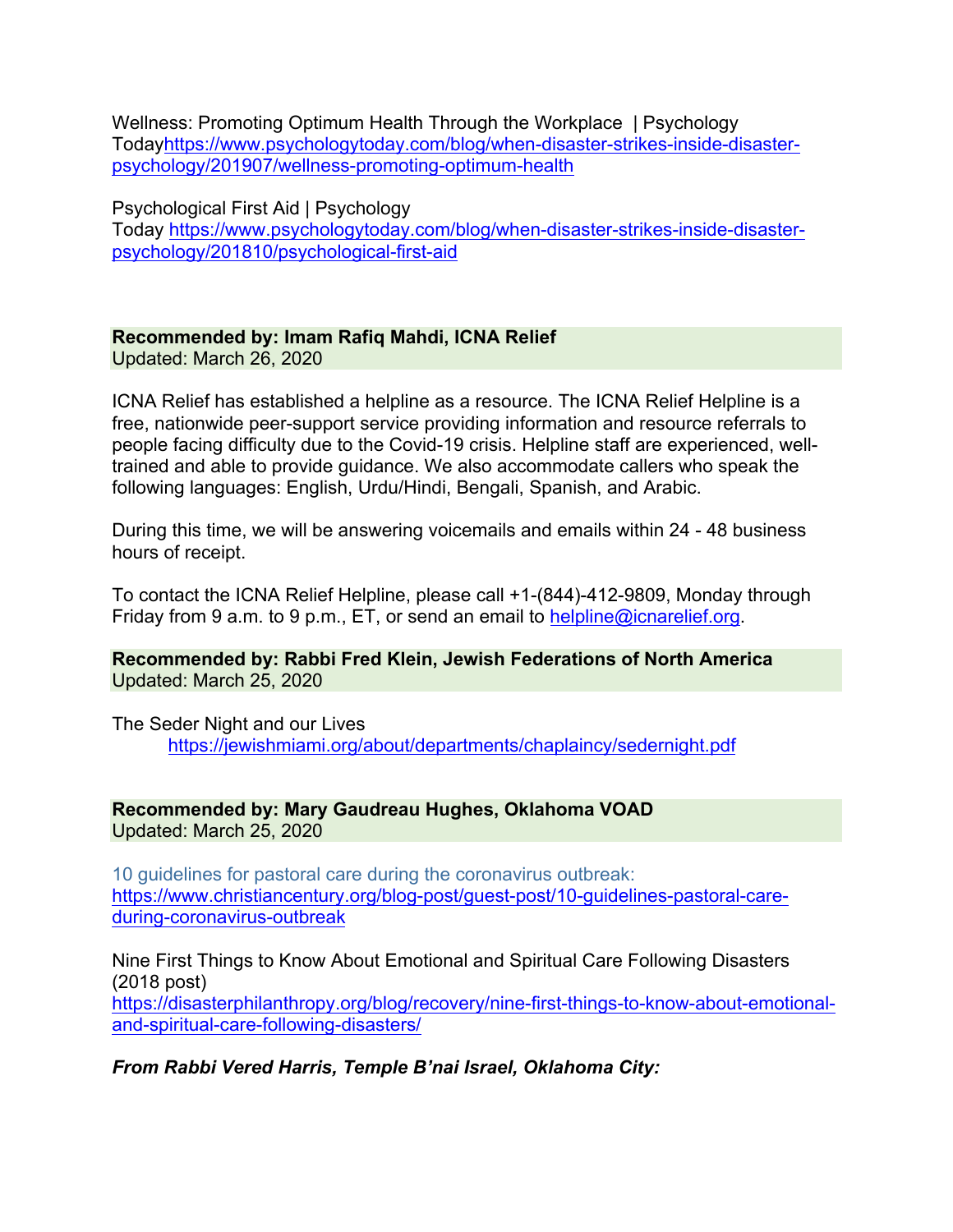Wellness: Promoting Optimum Health Through the Workplace | Psychology Today[https://www.psychologytoday.com/blog/when-disaster-strikes-inside-disaster-psychology/201907/wellness-promoting-optimum-health](https://www.psychologytoday.com/blog/when-disaster-strikes-inside-disaster-psychology/201907/wellness-promoting-optimum-health)

Psychological First Aid | Psychology Today [https://www.psychologytoday.com/blog/when-disaster-strikes-inside-disaster-psychology/201810/psychological-first-aid](https://www.psychologytoday.com/blog/when-disaster-strikes-inside-disaster-psychology/201810/psychological-first-aid)

**Recommended by: Imam Rafiq Mahdi, ICNA Relief**
Updated: March 26, 2020

ICNA Relief has established a helpline as a resource. The ICNA Relief Helpline is a free, nationwide peer-support service providing information and resource referrals to people facing difficulty due to the Covid-19 crisis. Helpline staff are experienced, well-trained and able to provide guidance. We also accommodate callers who speak the following languages: English, Urdu/Hindi, Bengali, Spanish, and Arabic.

During this time, we will be answering voicemails and emails within 24 - 48 business hours of receipt.

To contact the ICNA Relief Helpline, please call +1-(844)-412-9809, Monday through Friday from 9 a.m. to 9 p.m., ET, or send an email to [helpline@icnarelief.org](mailto:helpline@icnarelief.org).

**Recommended by: Rabbi Fred Klein, Jewish Federations of North America**
Updated: March 25, 2020

The Seder Night and our Lives
[https://jewishmiami.org/about/departments/chaplaincy/sedernight.pdf](https://jewishmiami.org/about/departments/chaplaincy/sedernight.pdf)

**Recommended by: Mary Gaudreau Hughes, Oklahoma VOAD**
Updated: March 25, 2020

10 guidelines for pastoral care during the coronavirus outbreak:
[https://www.christiancentury.org/blog-post/guest-post/10-guidelines-pastoral-care-during-coronavirus-outbreak](https://www.christiancentury.org/blog-post/guest-post/10-guidelines-pastoral-care-during-coronavirus-outbreak)

Nine First Things to Know About Emotional and Spiritual Care Following Disasters (2018 post)
[https://disasterphilanthropy.org/blog/recovery/nine-first-things-to-know-about-emotional-and-spiritual-care-following-disasters/](https://disasterphilanthropy.org/blog/recovery/nine-first-things-to-know-about-emotional-and-spiritual-care-following-disasters/)

***From Rabbi Vered Harris, Temple B'nai Israel, Oklahoma City:***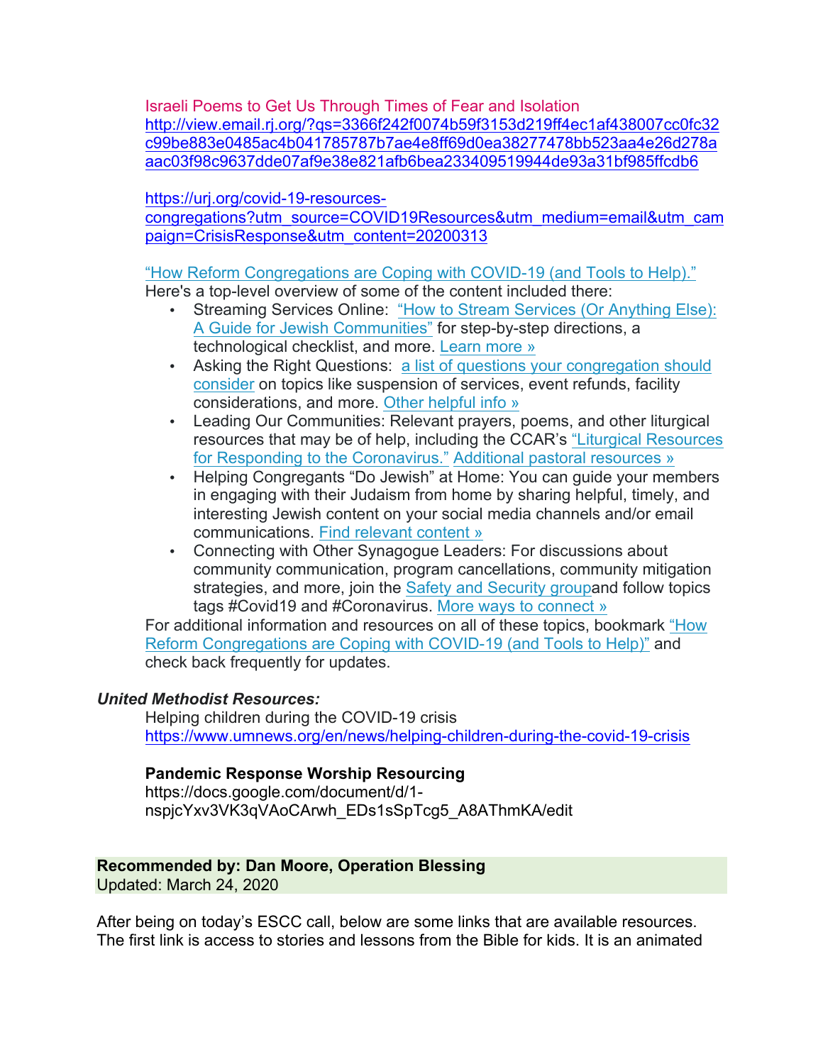Israeli Poems to Get Us Through Times of Fear and Isolation
http://view.email.rj.org/?qs=3366f242f0074b59f3153d219ff4ec1af438007cc0fc32c99be883e0485ac4b041785787b7ae4e8ff69d0ea38277478bb523aa4e26d278aaac03f98c9637dde07af9e38e821afb6bea233409519944de93a31bf985ffcdb6

https://urj.org/covid-19-resources-congregations?utm_source=COVID19Resources&utm_medium=email&utm_campaign=CrisisResponse&utm_content=20200313

"How Reform Congregations are Coping with COVID-19 (and Tools to Help)."
Here's a top-level overview of some of the content included there:

- Streaming Services Online: "How to Stream Services (Or Anything Else): A Guide for Jewish Communities" for step-by-step directions, a technological checklist, and more. Learn more »
- Asking the Right Questions: a list of questions your congregation should consider on topics like suspension of services, event refunds, facility considerations, and more. Other helpful info »
- Leading Our Communities: Relevant prayers, poems, and other liturgical resources that may be of help, including the CCAR's "Liturgical Resources for Responding to the Coronavirus." Additional pastoral resources »
- Helping Congregants "Do Jewish" at Home: You can guide your members in engaging with their Judaism from home by sharing helpful, timely, and interesting Jewish content on your social media channels and/or email communications. Find relevant content »
- Connecting with Other Synagogue Leaders: For discussions about community communication, program cancellations, community mitigation strategies, and more, join the Safety and Security groupand follow topics tags #Covid19 and #Coronavirus. More ways to connect »

For additional information and resources on all of these topics, bookmark "How Reform Congregations are Coping with COVID-19 (and Tools to Help)" and check back frequently for updates.

***United Methodist Resources:***

Helping children during the COVID-19 crisis
https://www.umnews.org/en/news/helping-children-during-the-covid-19-crisis

**Pandemic Response Worship Resourcing**
https://docs.google.com/document/d/1-nspjcYxv3VK3qVAoCArwh_EDs1sSpTcg5_A8AThmKA/edit

**Recommended by: Dan Moore, Operation Blessing**
Updated: March 24, 2020

After being on today's ESCC call, below are some links that are available resources. The first link is access to stories and lessons from the Bible for kids. It is an animated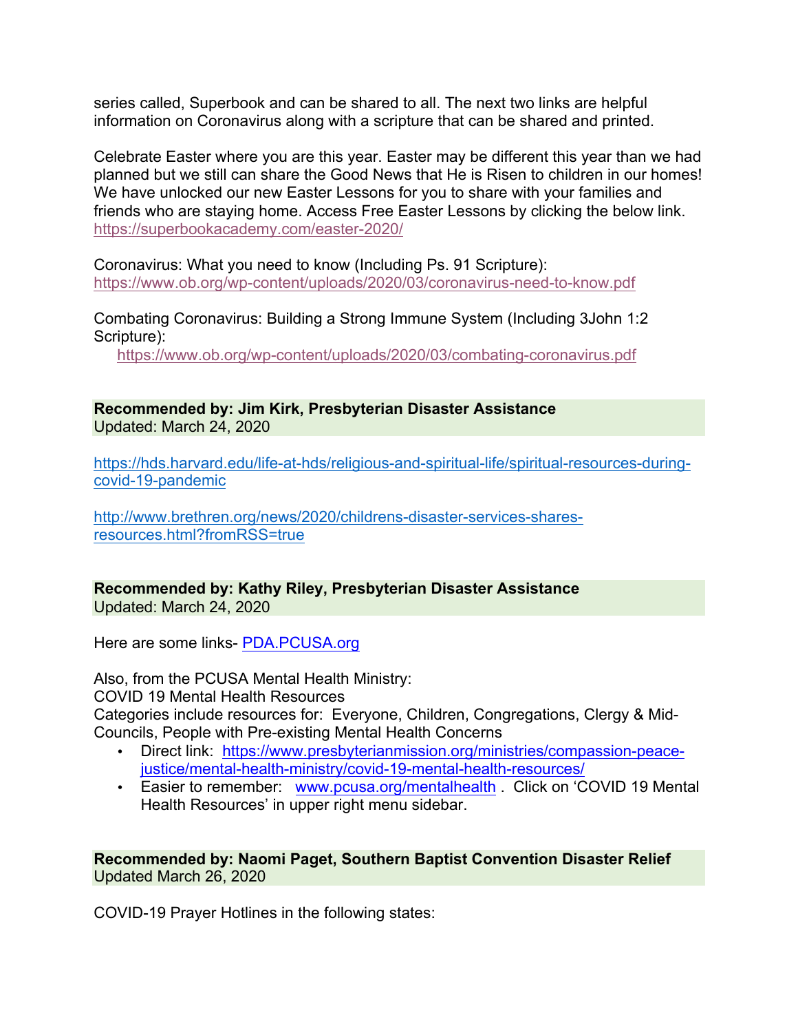series called, Superbook and can be shared to all. The next two links are helpful information on Coronavirus along with a scripture that can be shared and printed.

Celebrate Easter where you are this year. Easter may be different this year than we had planned but we still can share the Good News that He is Risen to children in our homes! We have unlocked our new Easter Lessons for you to share with your families and friends who are staying home. Access Free Easter Lessons by clicking the below link. https://superbookacademy.com/easter-2020/

Coronavirus: What you need to know (Including Ps. 91 Scripture): https://www.ob.org/wp-content/uploads/2020/03/coronavirus-need-to-know.pdf

Combating Coronavirus: Building a Strong Immune System (Including 3John 1:2 Scripture):
https://www.ob.org/wp-content/uploads/2020/03/combating-coronavirus.pdf

**Recommended by: Jim Kirk, Presbyterian Disaster Assistance**
Updated: March 24, 2020

https://hds.harvard.edu/life-at-hds/religious-and-spiritual-life/spiritual-resources-during-covid-19-pandemic

http://www.brethren.org/news/2020/childrens-disaster-services-shares-resources.html?fromRSS=true

**Recommended by: Kathy Riley, Presbyterian Disaster Assistance**
Updated: March 24, 2020

Here are some links- PDA.PCUSA.org

Also, from the PCUSA Mental Health Ministry:
COVID 19 Mental Health Resources
Categories include resources for: Everyone, Children, Congregations, Clergy & Mid-Councils, People with Pre-existing Mental Health Concerns

- Direct link: https://www.presbyterianmission.org/ministries/compassion-peace-justice/mental-health-ministry/covid-19-mental-health-resources/
- Easier to remember: www.pcusa.org/mentalhealth . Click on 'COVID 19 Mental Health Resources' in upper right menu sidebar.

**Recommended by: Naomi Paget, Southern Baptist Convention Disaster Relief**
Updated March 26, 2020

COVID-19 Prayer Hotlines in the following states: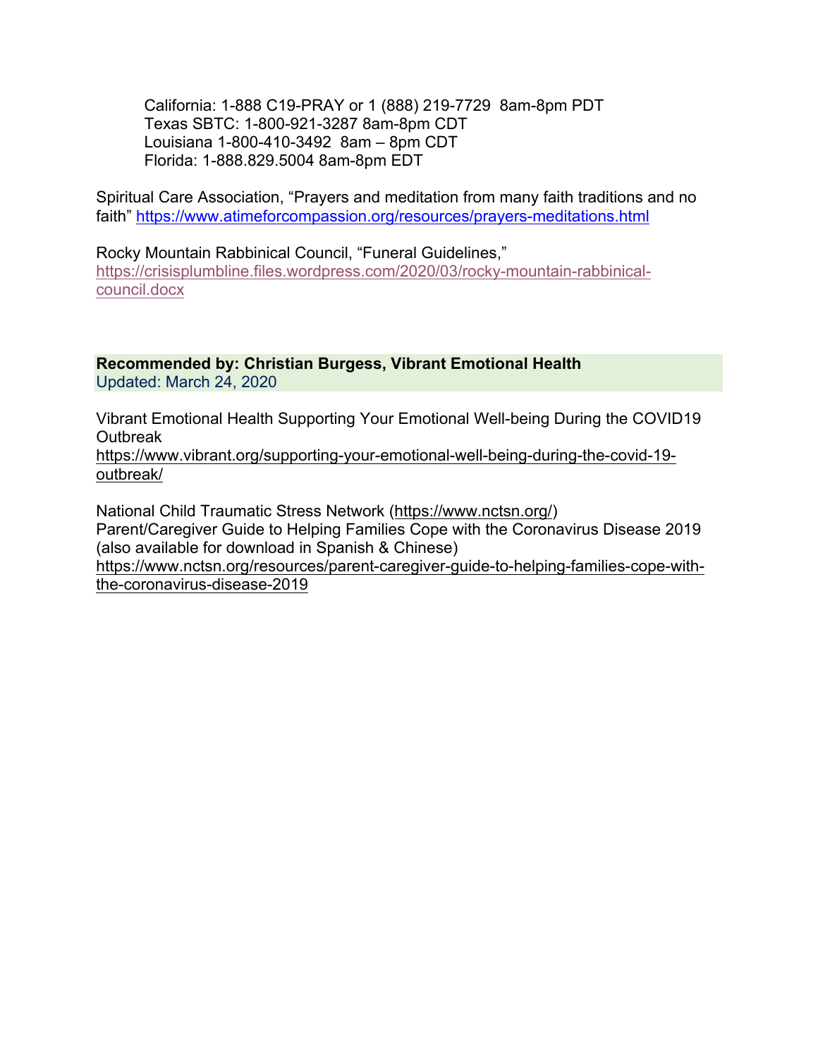California: 1-888 C19-PRAY or 1 (888) 219-7729  8am-8pm PDT
Texas SBTC: 1-800-921-3287 8am-8pm CDT
Louisiana 1-800-410-3492  8am – 8pm CDT
Florida: 1-888.829.5004 8am-8pm EDT

Spiritual Care Association, “Prayers and meditation from many faith traditions and no faith” https://www.atimeforcompassion.org/resources/prayers-meditations.html

Rocky Mountain Rabbinical Council, “Funeral Guidelines,” https://crisisplumbline.files.wordpress.com/2020/03/rocky-mountain-rabbinical-council.docx

**Recommended by: Christian Burgess, Vibrant Emotional Health**
Updated: March 24, 2020

Vibrant Emotional Health Supporting Your Emotional Well-being During the COVID19 Outbreak
https://www.vibrant.org/supporting-your-emotional-well-being-during-the-covid-19-outbreak/

National Child Traumatic Stress Network (https://www.nctsn.org/)
Parent/Caregiver Guide to Helping Families Cope with the Coronavirus Disease 2019 (also available for download in Spanish & Chinese)
https://www.nctsn.org/resources/parent-caregiver-guide-to-helping-families-cope-with-the-coronavirus-disease-2019